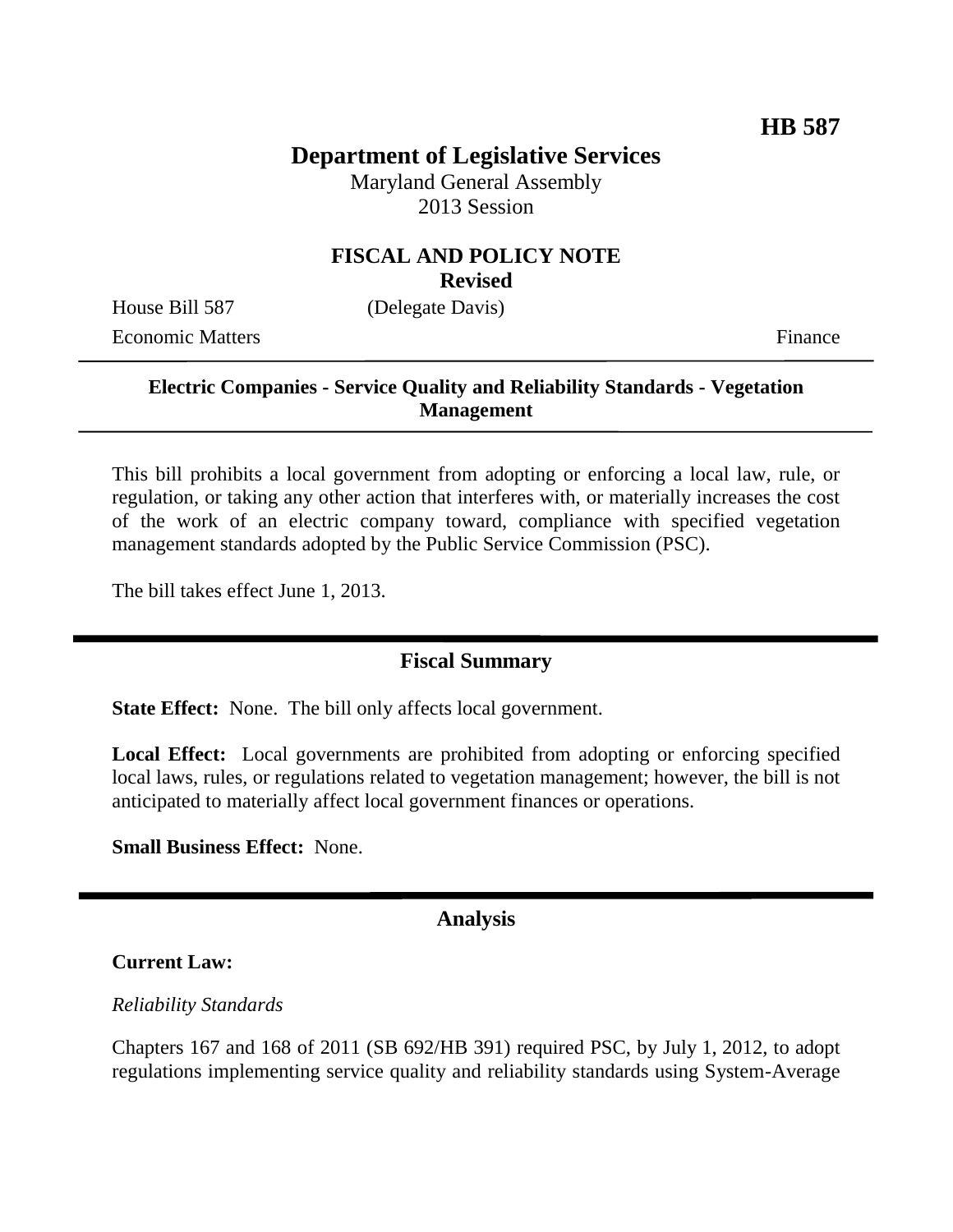**HB 587**

# Department of Legislative Services

Maryland General Assembly
2013 Session

## FISCAL AND POLICY NOTE
**Revised**

House Bill 587 (Delegate Davis)
Economic Matters Finance

---

**Electric Companies - Service Quality and Reliability Standards - Vegetation Management**

---

This bill prohibits a local government from adopting or enforcing a local law, rule, or regulation, or taking any other action that interferes with, or materially increases the cost of the work of an electric company toward, compliance with specified vegetation management standards adopted by the Public Service Commission (PSC).

The bill takes effect June 1, 2013.

---

## Fiscal Summary

**State Effect:** None. The bill only affects local government.

**Local Effect:** Local governments are prohibited from adopting or enforcing specified local laws, rules, or regulations related to vegetation management; however, the bill is not anticipated to materially affect local government finances or operations.

**Small Business Effect:** None.

---

## Analysis

**Current Law:**

*Reliability Standards*

Chapters 167 and 168 of 2011 (SB 692/HB 391) required PSC, by July 1, 2012, to adopt regulations implementing service quality and reliability standards using System-Average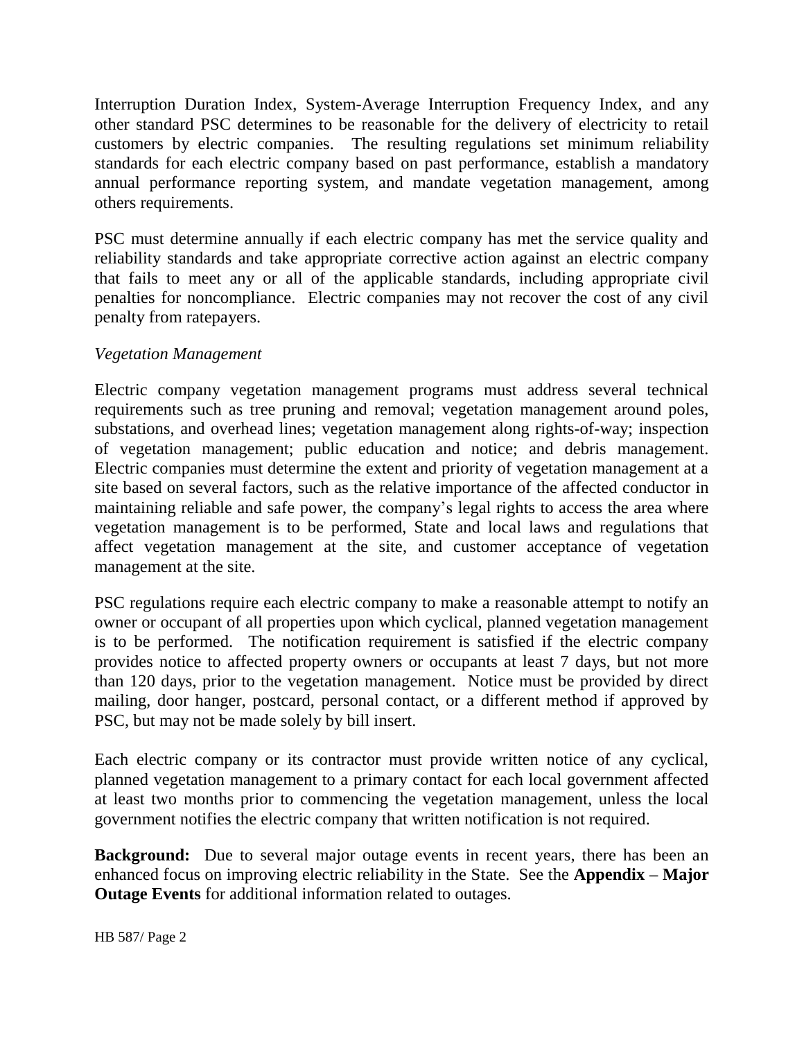Interruption Duration Index, System-Average Interruption Frequency Index, and any other standard PSC determines to be reasonable for the delivery of electricity to retail customers by electric companies. The resulting regulations set minimum reliability standards for each electric company based on past performance, establish a mandatory annual performance reporting system, and mandate vegetation management, among others requirements.

PSC must determine annually if each electric company has met the service quality and reliability standards and take appropriate corrective action against an electric company that fails to meet any or all of the applicable standards, including appropriate civil penalties for noncompliance. Electric companies may not recover the cost of any civil penalty from ratepayers.

*Vegetation Management*

Electric company vegetation management programs must address several technical requirements such as tree pruning and removal; vegetation management around poles, substations, and overhead lines; vegetation management along rights-of-way; inspection of vegetation management; public education and notice; and debris management. Electric companies must determine the extent and priority of vegetation management at a site based on several factors, such as the relative importance of the affected conductor in maintaining reliable and safe power, the company's legal rights to access the area where vegetation management is to be performed, State and local laws and regulations that affect vegetation management at the site, and customer acceptance of vegetation management at the site.

PSC regulations require each electric company to make a reasonable attempt to notify an owner or occupant of all properties upon which cyclical, planned vegetation management is to be performed. The notification requirement is satisfied if the electric company provides notice to affected property owners or occupants at least 7 days, but not more than 120 days, prior to the vegetation management. Notice must be provided by direct mailing, door hanger, postcard, personal contact, or a different method if approved by PSC, but may not be made solely by bill insert.

Each electric company or its contractor must provide written notice of any cyclical, planned vegetation management to a primary contact for each local government affected at least two months prior to commencing the vegetation management, unless the local government notifies the electric company that written notification is not required.

**Background:** Due to several major outage events in recent years, there has been an enhanced focus on improving electric reliability in the State. See the **Appendix – Major Outage Events** for additional information related to outages.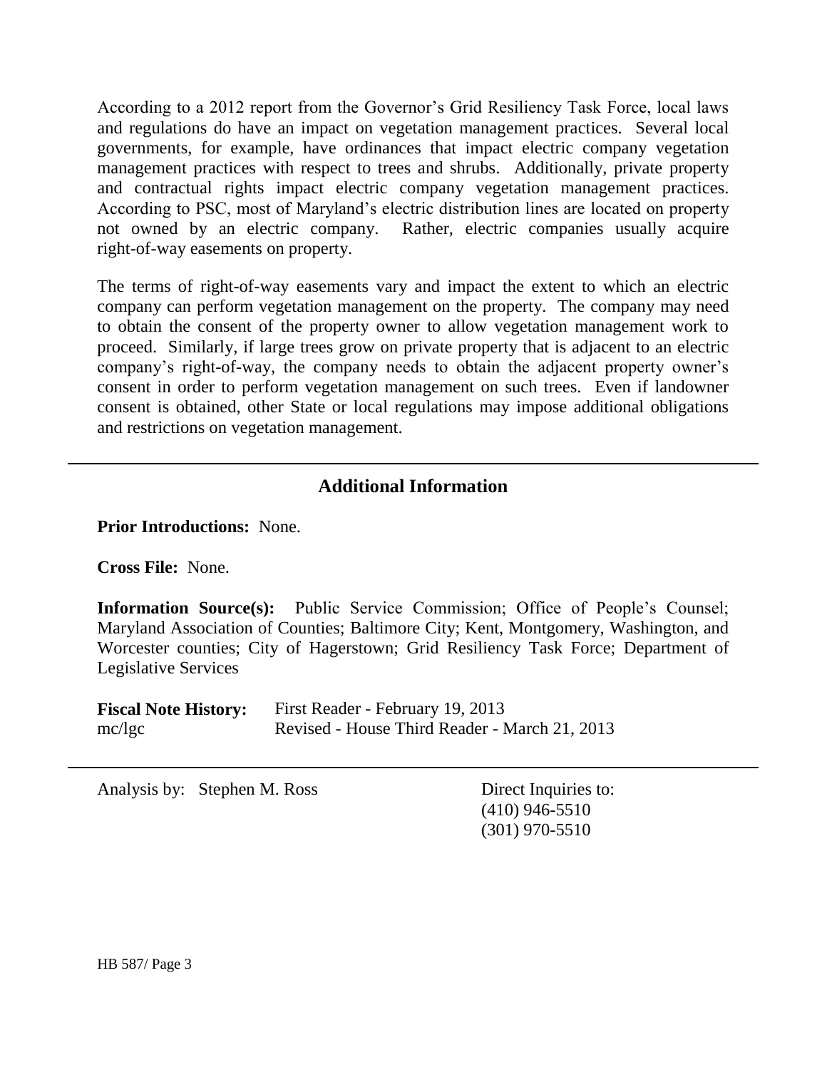According to a 2012 report from the Governor's Grid Resiliency Task Force, local laws and regulations do have an impact on vegetation management practices. Several local governments, for example, have ordinances that impact electric company vegetation management practices with respect to trees and shrubs. Additionally, private property and contractual rights impact electric company vegetation management practices. According to PSC, most of Maryland's electric distribution lines are located on property not owned by an electric company. Rather, electric companies usually acquire right-of-way easements on property.

The terms of right-of-way easements vary and impact the extent to which an electric company can perform vegetation management on the property. The company may need to obtain the consent of the property owner to allow vegetation management work to proceed. Similarly, if large trees grow on private property that is adjacent to an electric company's right-of-way, the company needs to obtain the adjacent property owner's consent in order to perform vegetation management on such trees. Even if landowner consent is obtained, other State or local regulations may impose additional obligations and restrictions on vegetation management.

## Additional Information

**Prior Introductions:** None.

**Cross File:** None.

**Information Source(s):** Public Service Commission; Office of People's Counsel; Maryland Association of Counties; Baltimore City; Kent, Montgomery, Washington, and Worcester counties; City of Hagerstown; Grid Resiliency Task Force; Department of Legislative Services

**Fiscal Note History:** First Reader - February 19, 2013
mc/lgc Revised - House Third Reader - March 21, 2013

Analysis by: Stephen M. Ross

Direct Inquiries to:
(410) 946-5510
(301) 970-5510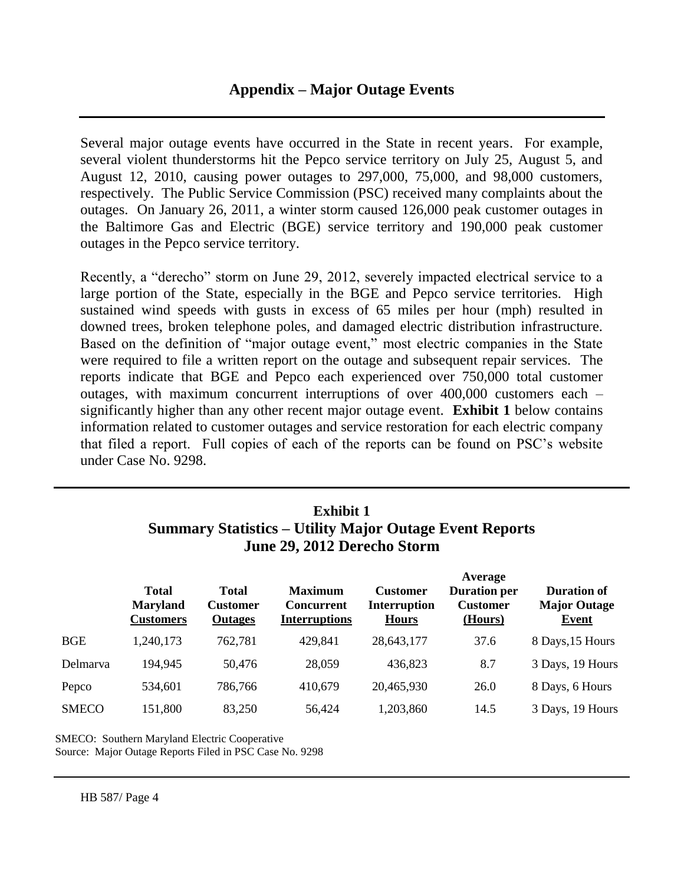## Appendix – Major Outage Events

Several major outage events have occurred in the State in recent years. For example, several violent thunderstorms hit the Pepco service territory on July 25, August 5, and August 12, 2010, causing power outages to 297,000, 75,000, and 98,000 customers, respectively. The Public Service Commission (PSC) received many complaints about the outages. On January 26, 2011, a winter storm caused 126,000 peak customer outages in the Baltimore Gas and Electric (BGE) service territory and 190,000 peak customer outages in the Pepco service territory.

Recently, a "derecho" storm on June 29, 2012, severely impacted electrical service to a large portion of the State, especially in the BGE and Pepco service territories. High sustained wind speeds with gusts in excess of 65 miles per hour (mph) resulted in downed trees, broken telephone poles, and damaged electric distribution infrastructure. Based on the definition of "major outage event," most electric companies in the State were required to file a written report on the outage and subsequent repair services. The reports indicate that BGE and Pepco each experienced over 750,000 total customer outages, with maximum concurrent interruptions of over 400,000 customers each – significantly higher than any other recent major outage event. **Exhibit 1** below contains information related to customer outages and service restoration for each electric company that filed a report. Full copies of each of the reports can be found on PSC's website under Case No. 9298.

**Exhibit 1**
**Summary Statistics – Utility Major Outage Event Reports**
**June 29, 2012 Derecho Storm**

| | Total Maryland Customers | Total Customer Outages | Maximum Concurrent Interruptions | Customer Interruption Hours | Average Duration per Customer (Hours) | Duration of Major Outage Event |
|---|---|---|---|---|---|---|
| BGE | 1,240,173 | 762,781 | 429,841 | 28,643,177 | 37.6 | 8 Days,15 Hours |
| Delmarva | 194,945 | 50,476 | 28,059 | 436,823 | 8.7 | 3 Days, 19 Hours |
| Pepco | 534,601 | 786,766 | 410,679 | 20,465,930 | 26.0 | 8 Days, 6 Hours |
| SMECO | 151,800 | 83,250 | 56,424 | 1,203,860 | 14.5 | 3 Days, 19 Hours |

SMECO: Southern Maryland Electric Cooperative
Source: Major Outage Reports Filed in PSC Case No. 9298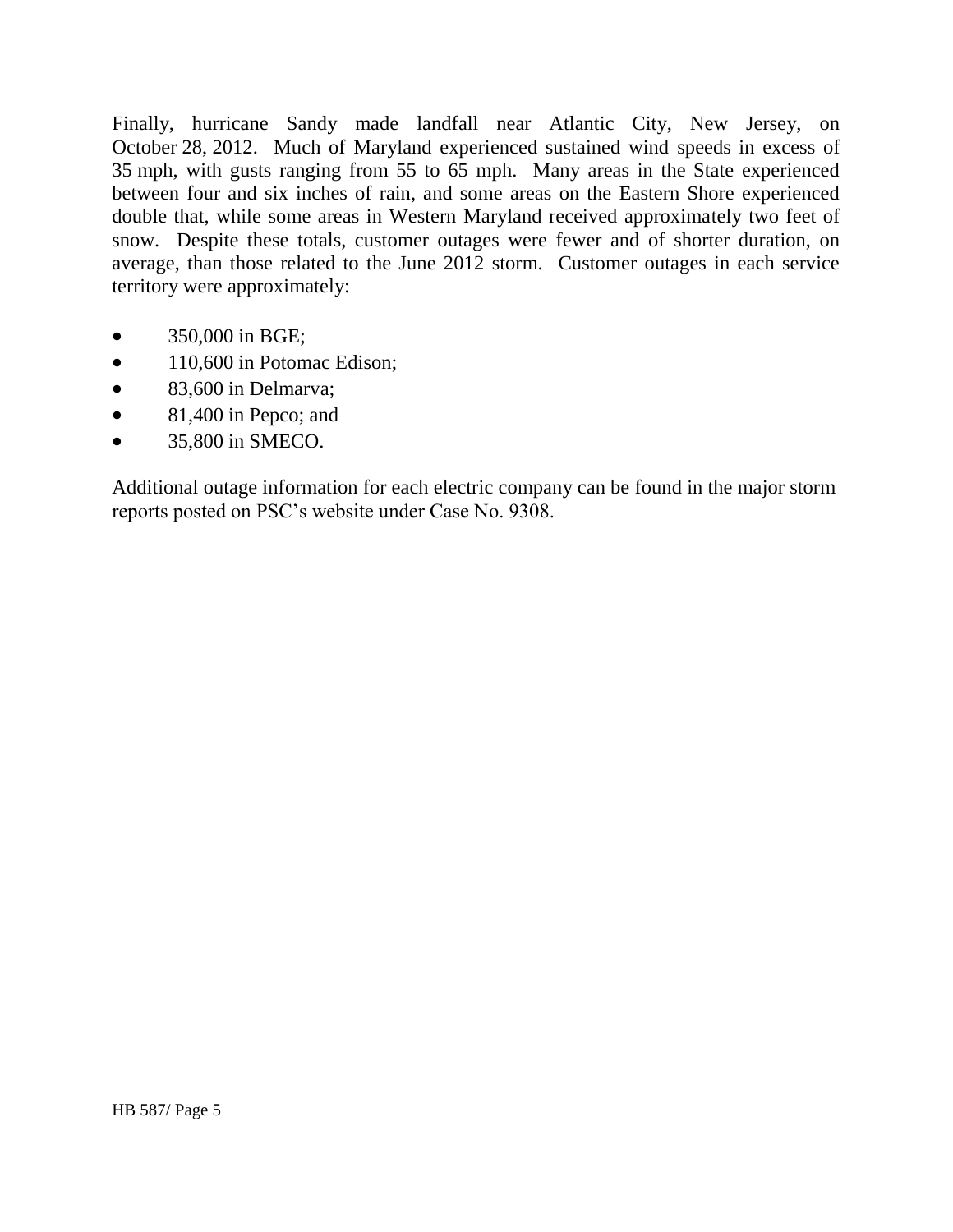Finally, hurricane Sandy made landfall near Atlantic City, New Jersey, on October 28, 2012. Much of Maryland experienced sustained wind speeds in excess of 35 mph, with gusts ranging from 55 to 65 mph. Many areas in the State experienced between four and six inches of rain, and some areas on the Eastern Shore experienced double that, while some areas in Western Maryland received approximately two feet of snow. Despite these totals, customer outages were fewer and of shorter duration, on average, than those related to the June 2012 storm. Customer outages in each service territory were approximately:

- 350,000 in BGE;
- 110,600 in Potomac Edison;
- 83,600 in Delmarva;
- 81,400 in Pepco; and
- 35,800 in SMECO.

Additional outage information for each electric company can be found in the major storm reports posted on PSC's website under Case No. 9308.